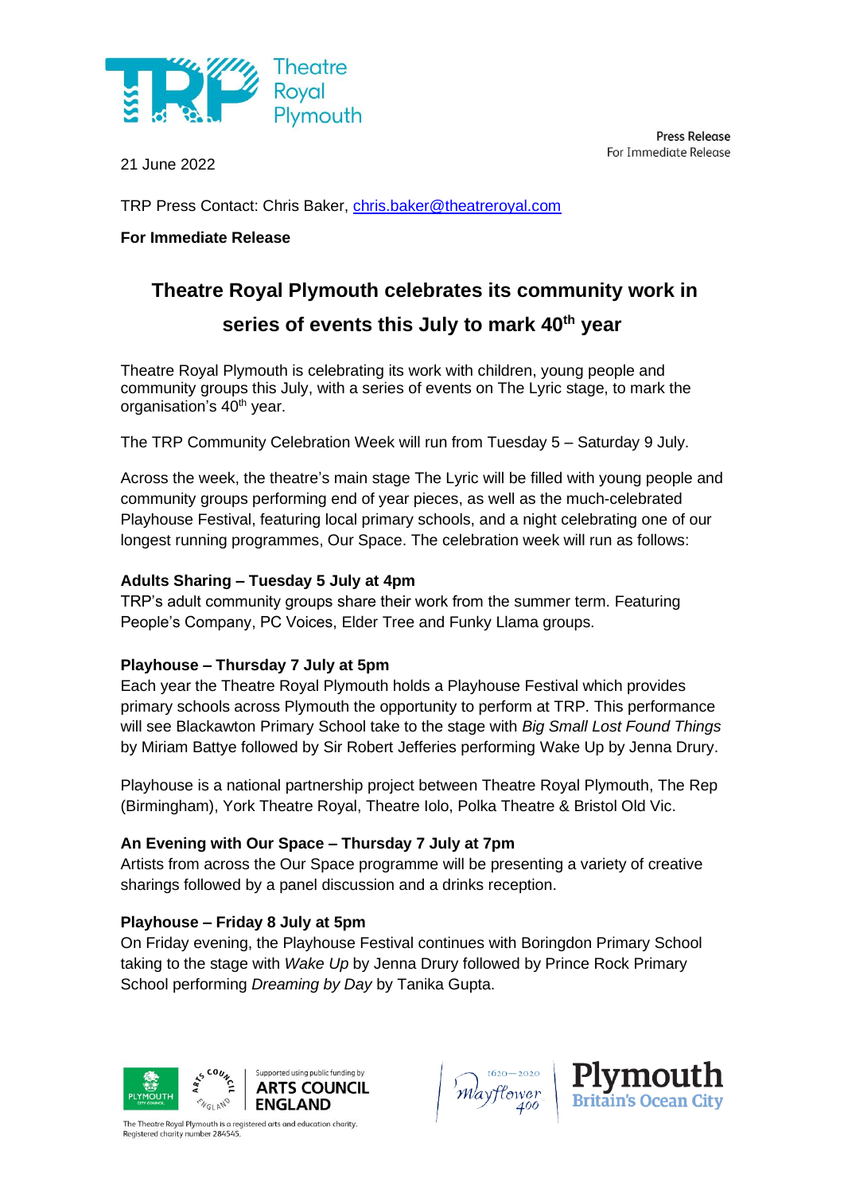Press Release
For Immediate Release

21 June 2022

TRP Press Contact: Chris Baker, chris.baker@theatreroyal.com

**For Immediate Release**

# Theatre Royal Plymouth celebrates its community work in series of events this July to mark 40th year

Theatre Royal Plymouth is celebrating its work with children, young people and community groups this July, with a series of events on The Lyric stage, to mark the organisation's 40th year.

The TRP Community Celebration Week will run from Tuesday 5 – Saturday 9 July.

Across the week, the theatre's main stage The Lyric will be filled with young people and community groups performing end of year pieces, as well as the much-celebrated Playhouse Festival, featuring local primary schools, and a night celebrating one of our longest running programmes, Our Space. The celebration week will run as follows:

**Adults Sharing – Tuesday 5 July at 4pm**
TRP's adult community groups share their work from the summer term. Featuring People's Company, PC Voices, Elder Tree and Funky Llama groups.

**Playhouse – Thursday 7 July at 5pm**
Each year the Theatre Royal Plymouth holds a Playhouse Festival which provides primary schools across Plymouth the opportunity to perform at TRP. This performance will see Blackawton Primary School take to the stage with *Big Small Lost Found Things* by Miriam Battye followed by Sir Robert Jefferies performing Wake Up by Jenna Drury.

Playhouse is a national partnership project between Theatre Royal Plymouth, The Rep (Birmingham), York Theatre Royal, Theatre Iolo, Polka Theatre & Bristol Old Vic.

**An Evening with Our Space – Thursday 7 July at 7pm**
Artists from across the Our Space programme will be presenting a variety of creative sharings followed by a panel discussion and a drinks reception.

**Playhouse – Friday 8 July at 5pm**
On Friday evening, the Playhouse Festival continues with Boringdon Primary School taking to the stage with *Wake Up* by Jenna Drury followed by Prince Rock Primary School performing *Dreaming by Day* by Tanika Gupta.

Supported using public funding by ARTS COUNCIL ENGLAND

The Theatre Royal Plymouth is a registered arts and education charity. Registered charity number 284545.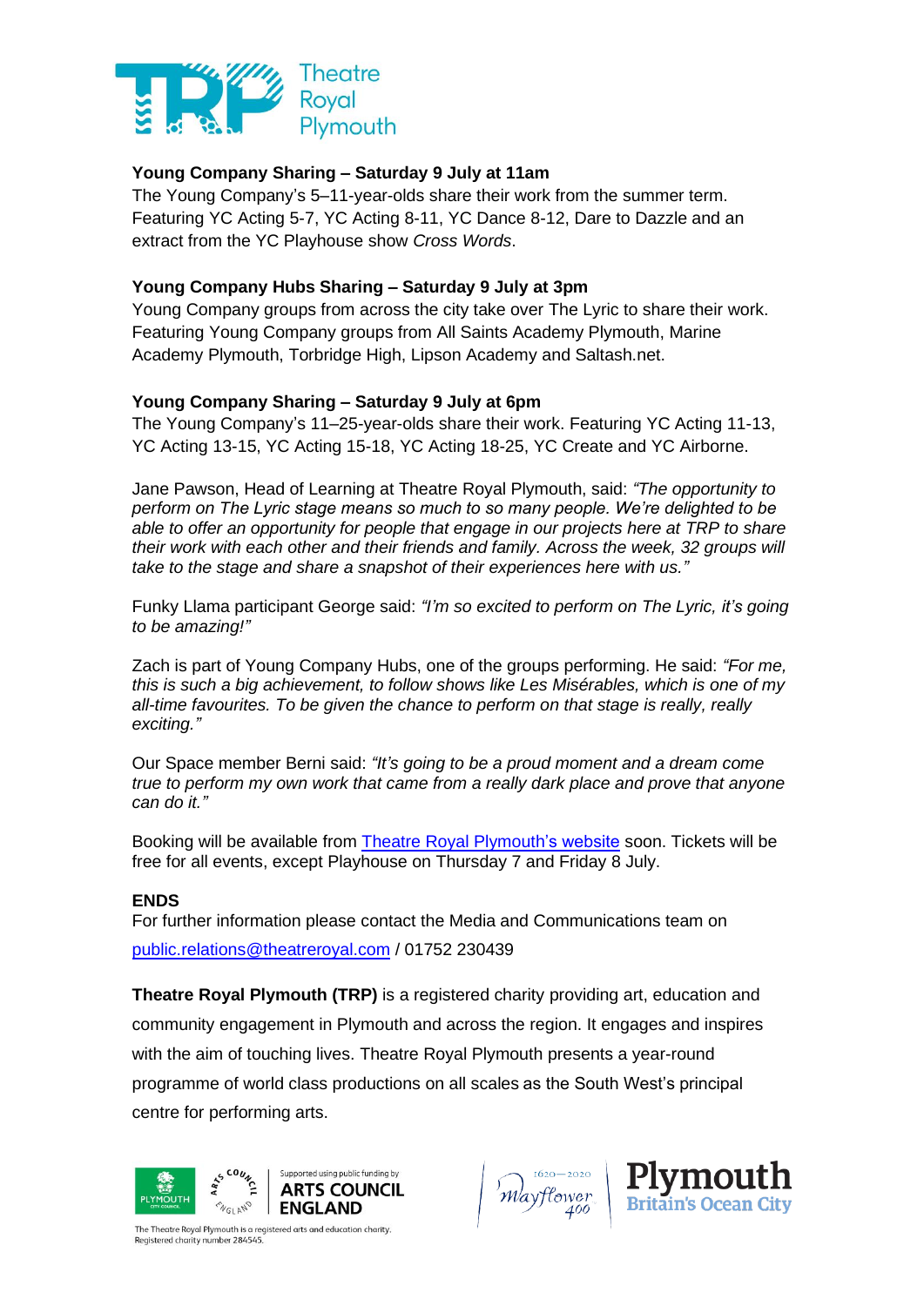**Young Company Sharing – Saturday 9 July at 11am**
The Young Company's 5–11-year-olds share their work from the summer term. Featuring YC Acting 5-7, YC Acting 8-11, YC Dance 8-12, Dare to Dazzle and an extract from the YC Playhouse show *Cross Words*.

**Young Company Hubs Sharing – Saturday 9 July at 3pm**
Young Company groups from across the city take over The Lyric to share their work. Featuring Young Company groups from All Saints Academy Plymouth, Marine Academy Plymouth, Torbridge High, Lipson Academy and Saltash.net.

**Young Company Sharing – Saturday 9 July at 6pm**
The Young Company's 11–25-year-olds share their work. Featuring YC Acting 11-13, YC Acting 13-15, YC Acting 15-18, YC Acting 18-25, YC Create and YC Airborne.

Jane Pawson, Head of Learning at Theatre Royal Plymouth, said: *"The opportunity to perform on The Lyric stage means so much to so many people. We're delighted to be able to offer an opportunity for people that engage in our projects here at TRP to share their work with each other and their friends and family. Across the week, 32 groups will take to the stage and share a snapshot of their experiences here with us."*

Funky Llama participant George said: *"I'm so excited to perform on The Lyric, it's going to be amazing!"*

Zach is part of Young Company Hubs, one of the groups performing. He said: *"For me, this is such a big achievement, to follow shows like Les Misérables, which is one of my all-time favourites. To be given the chance to perform on that stage is really, really exciting."*

Our Space member Berni said: *"It's going to be a proud moment and a dream come true to perform my own work that came from a really dark place and prove that anyone can do it."*

Booking will be available from Theatre Royal Plymouth's website soon. Tickets will be free for all events, except Playhouse on Thursday 7 and Friday 8 July.

**ENDS**
For further information please contact the Media and Communications team on public.relations@theatreroyal.com / 01752 230439

**Theatre Royal Plymouth (TRP)** is a registered charity providing art, education and community engagement in Plymouth and across the region. It engages and inspires with the aim of touching lives. Theatre Royal Plymouth presents a year-round programme of world class productions on all scales as the South West's principal centre for performing arts.

Supported using public funding by ARTS COUNCIL ENGLAND

The Theatre Royal Plymouth is a registered arts and education charity. Registered charity number 284545.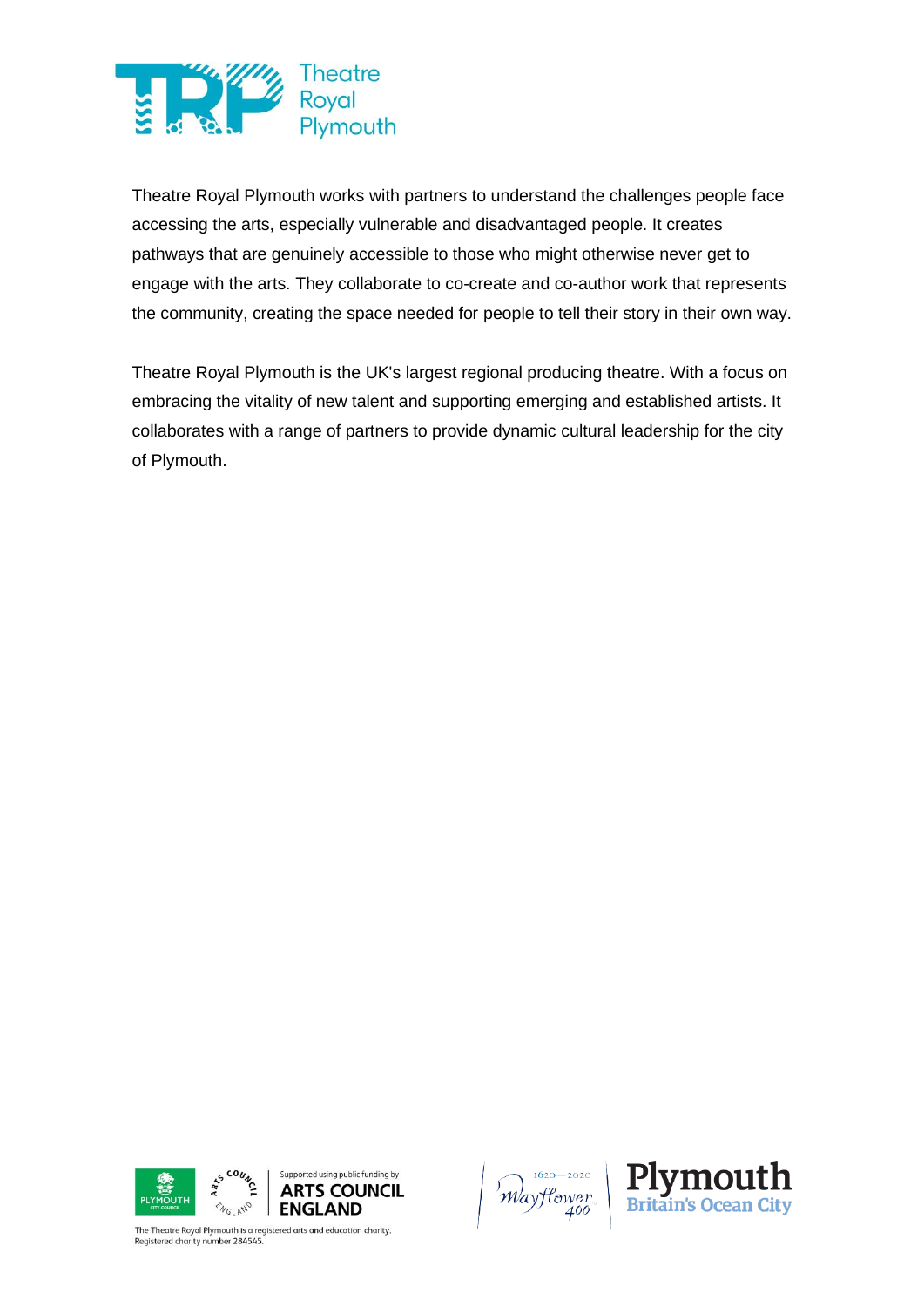Theatre Royal Plymouth

Theatre Royal Plymouth works with partners to understand the challenges people face accessing the arts, especially vulnerable and disadvantaged people. It creates pathways that are genuinely accessible to those who might otherwise never get to engage with the arts. They collaborate to co-create and co-author work that represents the community, creating the space needed for people to tell their story in their own way.

Theatre Royal Plymouth is the UK's largest regional producing theatre. With a focus on embracing the vitality of new talent and supporting emerging and established artists. It collaborates with a range of partners to provide dynamic cultural leadership for the city of Plymouth.

Supported using public funding by ARTS COUNCIL ENGLAND

The Theatre Royal Plymouth is a registered arts and education charity.
Registered charity number 284545.

1620—2020 Mayflower 400

Plymouth Britain's Ocean City